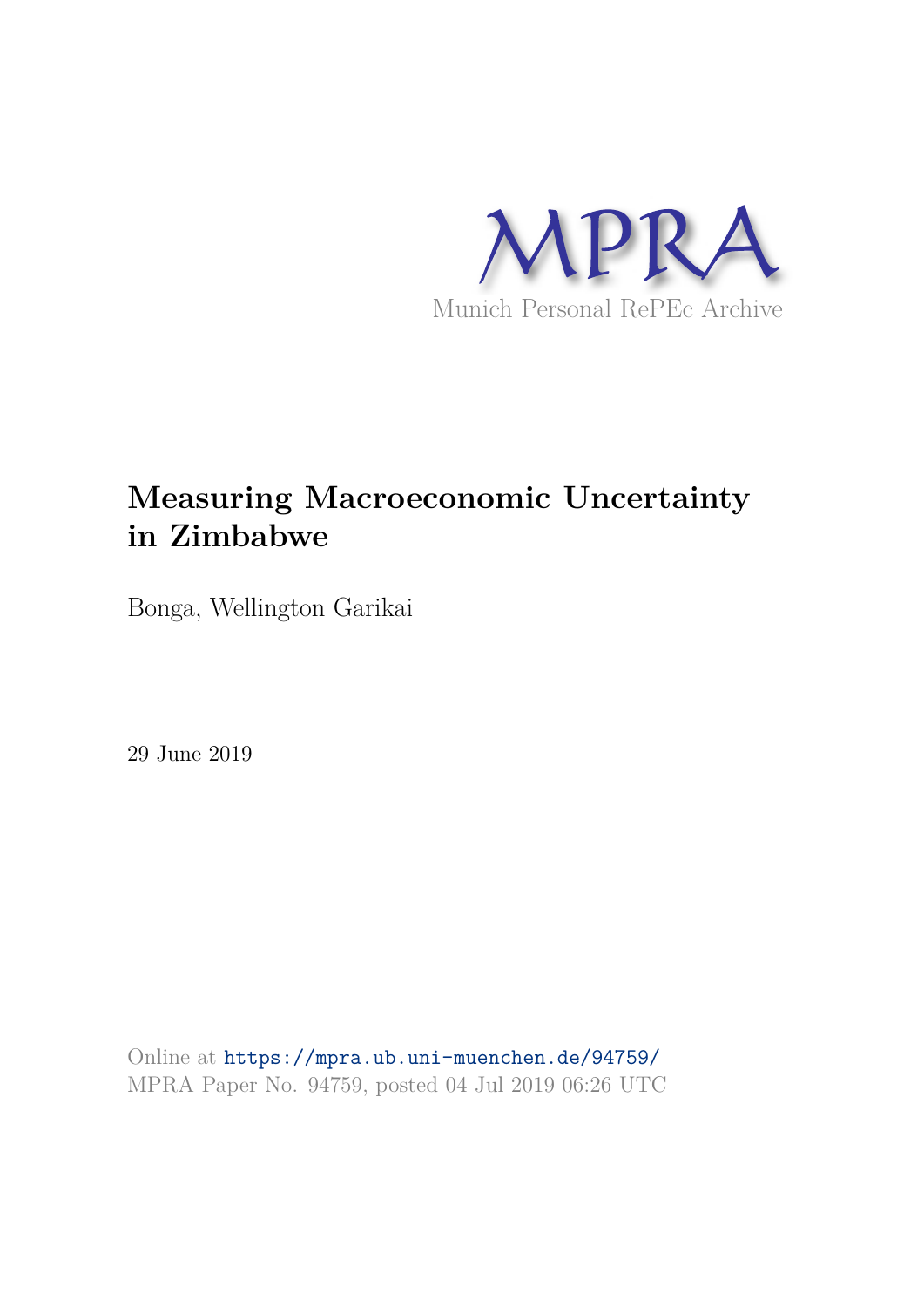MPRA

Munich Personal RePEc Archive

# Measuring Macroeconomic Uncertainty in Zimbabwe

Bonga, Wellington Garikai

29 June 2019

Online at https://mpra.ub.uni-muenchen.de/94759/
MPRA Paper No. 94759, posted 04 Jul 2019 06:26 UTC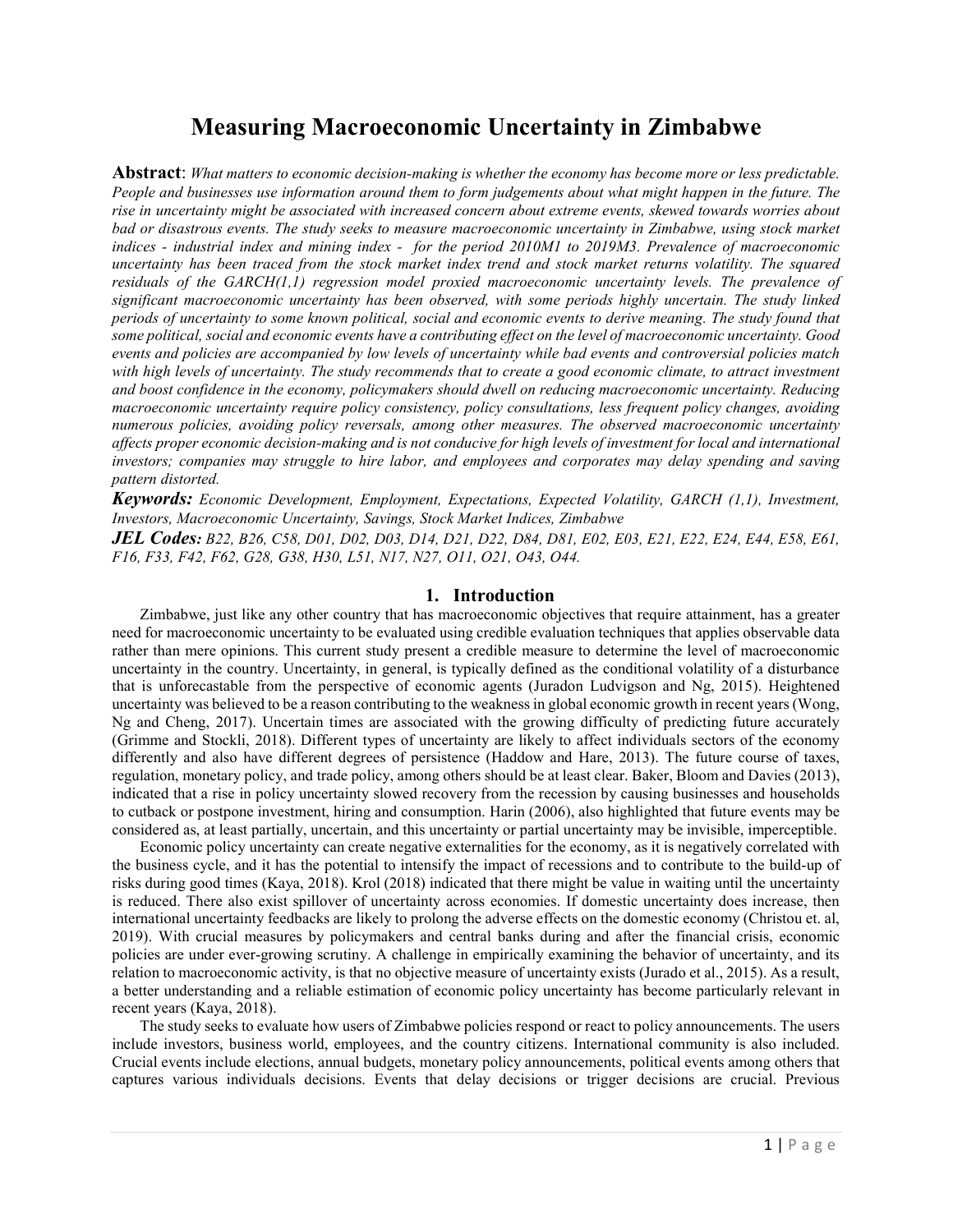# Measuring Macroeconomic Uncertainty in Zimbabwe

**Abstract**: *What matters to economic decision-making is whether the economy has become more or less predictable. People and businesses use information around them to form judgements about what might happen in the future. The rise in uncertainty might be associated with increased concern about extreme events, skewed towards worries about bad or disastrous events. The study seeks to measure macroeconomic uncertainty in Zimbabwe, using stock market indices - industrial index and mining index - for the period 2010M1 to 2019M3. Prevalence of macroeconomic uncertainty has been traced from the stock market index trend and stock market returns volatility. The squared residuals of the GARCH(1,1) regression model proxied macroeconomic uncertainty levels. The prevalence of significant macroeconomic uncertainty has been observed, with some periods highly uncertain. The study linked periods of uncertainty to some known political, social and economic events to derive meaning. The study found that some political, social and economic events have a contributing effect on the level of macroeconomic uncertainty. Good events and policies are accompanied by low levels of uncertainty while bad events and controversial policies match with high levels of uncertainty. The study recommends that to create a good economic climate, to attract investment and boost confidence in the economy, policymakers should dwell on reducing macroeconomic uncertainty. Reducing macroeconomic uncertainty require policy consistency, policy consultations, less frequent policy changes, avoiding numerous policies, avoiding policy reversals, among other measures. The observed macroeconomic uncertainty affects proper economic decision-making and is not conducive for high levels of investment for local and international investors; companies may struggle to hire labor, and employees and corporates may delay spending and saving pattern distorted.*

***Keywords:*** *Economic Development, Employment, Expectations, Expected Volatility, GARCH (1,1), Investment, Investors, Macroeconomic Uncertainty, Savings, Stock Market Indices, Zimbabwe*

***JEL Codes:*** *B22, B26, C58, D01, D02, D03, D14, D21, D22, D84, D81, E02, E03, E21, E22, E24, E44, E58, E61, F16, F33, F42, F62, G28, G38, H30, L51, N17, N27, O11, O21, O43, O44.*

## 1. Introduction

Zimbabwe, just like any other country that has macroeconomic objectives that require attainment, has a greater need for macroeconomic uncertainty to be evaluated using credible evaluation techniques that applies observable data rather than mere opinions. This current study present a credible measure to determine the level of macroeconomic uncertainty in the country. Uncertainty, in general, is typically defined as the conditional volatility of a disturbance that is unforecastable from the perspective of economic agents (Juradon Ludvigson and Ng, 2015). Heightened uncertainty was believed to be a reason contributing to the weakness in global economic growth in recent years (Wong, Ng and Cheng, 2017). Uncertain times are associated with the growing difficulty of predicting future accurately (Grimme and Stockli, 2018). Different types of uncertainty are likely to affect individuals sectors of the economy differently and also have different degrees of persistence (Haddow and Hare, 2013). The future course of taxes, regulation, monetary policy, and trade policy, among others should be at least clear. Baker, Bloom and Davies (2013), indicated that a rise in policy uncertainty slowed recovery from the recession by causing businesses and households to cutback or postpone investment, hiring and consumption. Harin (2006), also highlighted that future events may be considered as, at least partially, uncertain, and this uncertainty or partial uncertainty may be invisible, imperceptible.

Economic policy uncertainty can create negative externalities for the economy, as it is negatively correlated with the business cycle, and it has the potential to intensify the impact of recessions and to contribute to the build-up of risks during good times (Kaya, 2018). Krol (2018) indicated that there might be value in waiting until the uncertainty is reduced. There also exist spillover of uncertainty across economies. If domestic uncertainty does increase, then international uncertainty feedbacks are likely to prolong the adverse effects on the domestic economy (Christou et. al, 2019). With crucial measures by policymakers and central banks during and after the financial crisis, economic policies are under ever-growing scrutiny. A challenge in empirically examining the behavior of uncertainty, and its relation to macroeconomic activity, is that no objective measure of uncertainty exists (Jurado et al., 2015). As a result, a better understanding and a reliable estimation of economic policy uncertainty has become particularly relevant in recent years (Kaya, 2018).

The study seeks to evaluate how users of Zimbabwe policies respond or react to policy announcements. The users include investors, business world, employees, and the country citizens. International community is also included. Crucial events include elections, annual budgets, monetary policy announcements, political events among others that captures various individuals decisions. Events that delay decisions or trigger decisions are crucial. Previous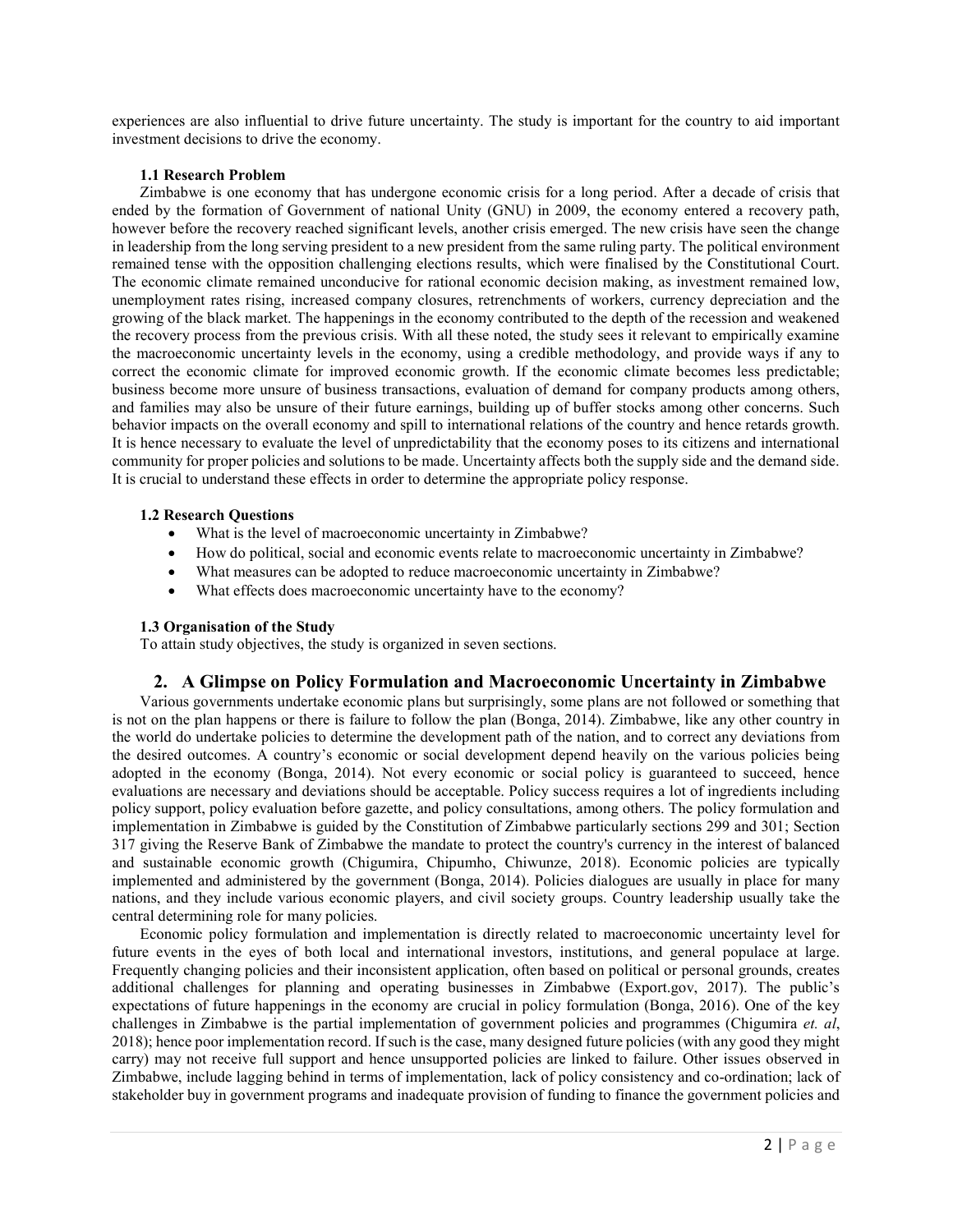experiences are also influential to drive future uncertainty. The study is important for the country to aid important investment decisions to drive the economy.

### 1.1 Research Problem

Zimbabwe is one economy that has undergone economic crisis for a long period. After a decade of crisis that ended by the formation of Government of national Unity (GNU) in 2009, the economy entered a recovery path, however before the recovery reached significant levels, another crisis emerged. The new crisis have seen the change in leadership from the long serving president to a new president from the same ruling party. The political environment remained tense with the opposition challenging elections results, which were finalised by the Constitutional Court. The economic climate remained unconducive for rational economic decision making, as investment remained low, unemployment rates rising, increased company closures, retrenchments of workers, currency depreciation and the growing of the black market. The happenings in the economy contributed to the depth of the recession and weakened the recovery process from the previous crisis. With all these noted, the study sees it relevant to empirically examine the macroeconomic uncertainty levels in the economy, using a credible methodology, and provide ways if any to correct the economic climate for improved economic growth. If the economic climate becomes less predictable; business become more unsure of business transactions, evaluation of demand for company products among others, and families may also be unsure of their future earnings, building up of buffer stocks among other concerns. Such behavior impacts on the overall economy and spill to international relations of the country and hence retards growth. It is hence necessary to evaluate the level of unpredictability that the economy poses to its citizens and international community for proper policies and solutions to be made. Uncertainty affects both the supply side and the demand side. It is crucial to understand these effects in order to determine the appropriate policy response.

### 1.2 Research Questions

- What is the level of macroeconomic uncertainty in Zimbabwe?
- How do political, social and economic events relate to macroeconomic uncertainty in Zimbabwe?
- What measures can be adopted to reduce macroeconomic uncertainty in Zimbabwe?
- What effects does macroeconomic uncertainty have to the economy?

### 1.3 Organisation of the Study

To attain study objectives, the study is organized in seven sections.

## 2. A Glimpse on Policy Formulation and Macroeconomic Uncertainty in Zimbabwe

Various governments undertake economic plans but surprisingly, some plans are not followed or something that is not on the plan happens or there is failure to follow the plan (Bonga, 2014). Zimbabwe, like any other country in the world do undertake policies to determine the development path of the nation, and to correct any deviations from the desired outcomes. A country's economic or social development depend heavily on the various policies being adopted in the economy (Bonga, 2014). Not every economic or social policy is guaranteed to succeed, hence evaluations are necessary and deviations should be acceptable. Policy success requires a lot of ingredients including policy support, policy evaluation before gazette, and policy consultations, among others. The policy formulation and implementation in Zimbabwe is guided by the Constitution of Zimbabwe particularly sections 299 and 301; Section 317 giving the Reserve Bank of Zimbabwe the mandate to protect the country's currency in the interest of balanced and sustainable economic growth (Chigumira, Chipumho, Chiwunze, 2018). Economic policies are typically implemented and administered by the government (Bonga, 2014). Policies dialogues are usually in place for many nations, and they include various economic players, and civil society groups. Country leadership usually take the central determining role for many policies.

Economic policy formulation and implementation is directly related to macroeconomic uncertainty level for future events in the eyes of both local and international investors, institutions, and general populace at large. Frequently changing policies and their inconsistent application, often based on political or personal grounds, creates additional challenges for planning and operating businesses in Zimbabwe (Export.gov, 2017). The public's expectations of future happenings in the economy are crucial in policy formulation (Bonga, 2016). One of the key challenges in Zimbabwe is the partial implementation of government policies and programmes (Chigumira *et. al*, 2018); hence poor implementation record. If such is the case, many designed future policies (with any good they might carry) may not receive full support and hence unsupported policies are linked to failure. Other issues observed in Zimbabwe, include lagging behind in terms of implementation, lack of policy consistency and co-ordination; lack of stakeholder buy in government programs and inadequate provision of funding to finance the government policies and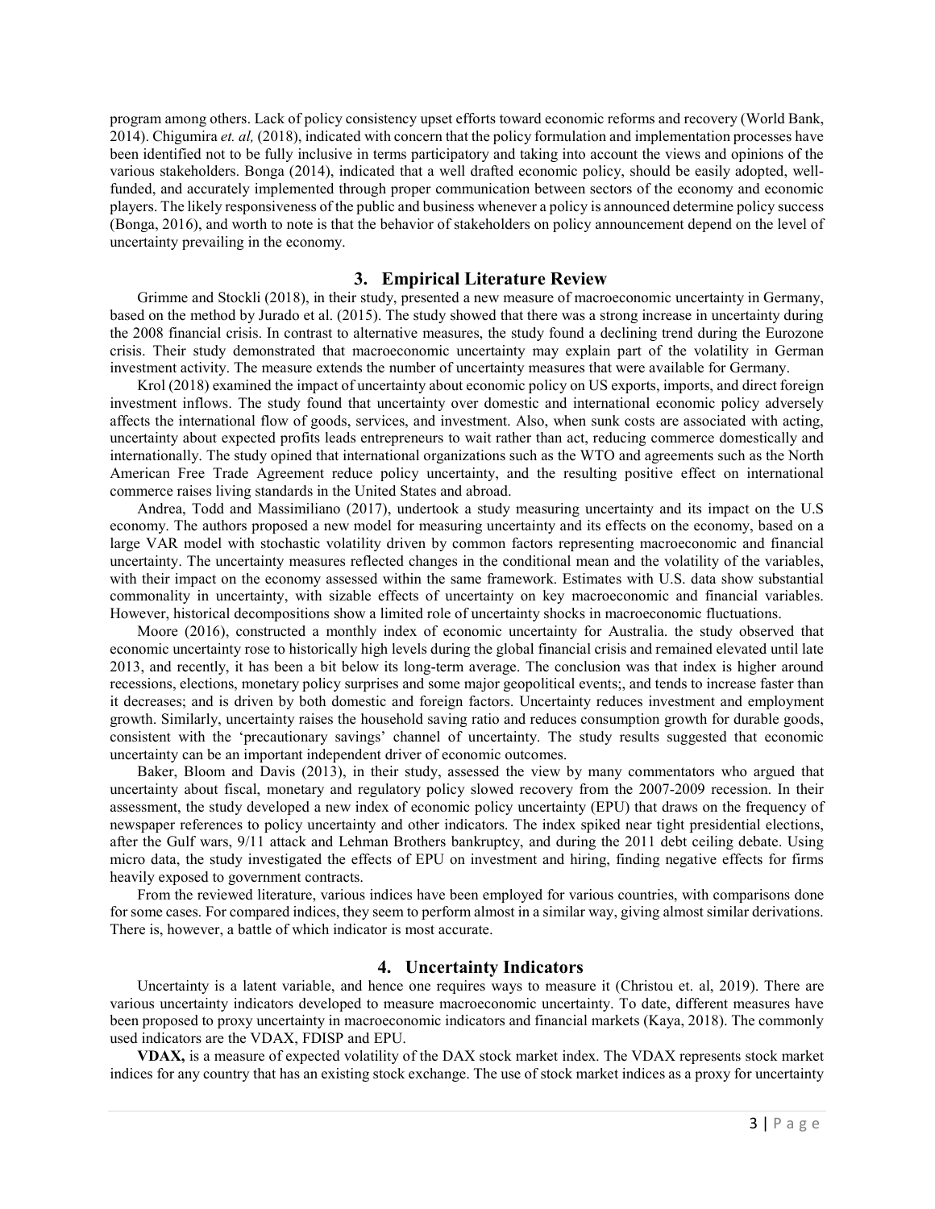program among others. Lack of policy consistency upset efforts toward economic reforms and recovery (World Bank, 2014). Chigumira *et. al,* (2018), indicated with concern that the policy formulation and implementation processes have been identified not to be fully inclusive in terms participatory and taking into account the views and opinions of the various stakeholders. Bonga (2014), indicated that a well drafted economic policy, should be easily adopted, well-funded, and accurately implemented through proper communication between sectors of the economy and economic players. The likely responsiveness of the public and business whenever a policy is announced determine policy success (Bonga, 2016), and worth to note is that the behavior of stakeholders on policy announcement depend on the level of uncertainty prevailing in the economy.

## 3. Empirical Literature Review

Grimme and Stockli (2018), in their study, presented a new measure of macroeconomic uncertainty in Germany, based on the method by Jurado et al. (2015). The study showed that there was a strong increase in uncertainty during the 2008 financial crisis. In contrast to alternative measures, the study found a declining trend during the Eurozone crisis. Their study demonstrated that macroeconomic uncertainty may explain part of the volatility in German investment activity. The measure extends the number of uncertainty measures that were available for Germany.

Krol (2018) examined the impact of uncertainty about economic policy on US exports, imports, and direct foreign investment inflows. The study found that uncertainty over domestic and international economic policy adversely affects the international flow of goods, services, and investment. Also, when sunk costs are associated with acting, uncertainty about expected profits leads entrepreneurs to wait rather than act, reducing commerce domestically and internationally. The study opined that international organizations such as the WTO and agreements such as the North American Free Trade Agreement reduce policy uncertainty, and the resulting positive effect on international commerce raises living standards in the United States and abroad.

Andrea, Todd and Massimiliano (2017), undertook a study measuring uncertainty and its impact on the U.S economy. The authors proposed a new model for measuring uncertainty and its effects on the economy, based on a large VAR model with stochastic volatility driven by common factors representing macroeconomic and financial uncertainty. The uncertainty measures reflected changes in the conditional mean and the volatility of the variables, with their impact on the economy assessed within the same framework. Estimates with U.S. data show substantial commonality in uncertainty, with sizable effects of uncertainty on key macroeconomic and financial variables. However, historical decompositions show a limited role of uncertainty shocks in macroeconomic fluctuations.

Moore (2016), constructed a monthly index of economic uncertainty for Australia. the study observed that economic uncertainty rose to historically high levels during the global financial crisis and remained elevated until late 2013, and recently, it has been a bit below its long-term average. The conclusion was that index is higher around recessions, elections, monetary policy surprises and some major geopolitical events;, and tends to increase faster than it decreases; and is driven by both domestic and foreign factors. Uncertainty reduces investment and employment growth. Similarly, uncertainty raises the household saving ratio and reduces consumption growth for durable goods, consistent with the 'precautionary savings' channel of uncertainty. The study results suggested that economic uncertainty can be an important independent driver of economic outcomes.

Baker, Bloom and Davis (2013), in their study, assessed the view by many commentators who argued that uncertainty about fiscal, monetary and regulatory policy slowed recovery from the 2007-2009 recession. In their assessment, the study developed a new index of economic policy uncertainty (EPU) that draws on the frequency of newspaper references to policy uncertainty and other indicators. The index spiked near tight presidential elections, after the Gulf wars, 9/11 attack and Lehman Brothers bankruptcy, and during the 2011 debt ceiling debate. Using micro data, the study investigated the effects of EPU on investment and hiring, finding negative effects for firms heavily exposed to government contracts.

From the reviewed literature, various indices have been employed for various countries, with comparisons done for some cases. For compared indices, they seem to perform almost in a similar way, giving almost similar derivations. There is, however, a battle of which indicator is most accurate.

## 4. Uncertainty Indicators

Uncertainty is a latent variable, and hence one requires ways to measure it (Christou et. al, 2019). There are various uncertainty indicators developed to measure macroeconomic uncertainty. To date, different measures have been proposed to proxy uncertainty in macroeconomic indicators and financial markets (Kaya, 2018). The commonly used indicators are the VDAX, FDISP and EPU.

**VDAX,** is a measure of expected volatility of the DAX stock market index. The VDAX represents stock market indices for any country that has an existing stock exchange. The use of stock market indices as a proxy for uncertainty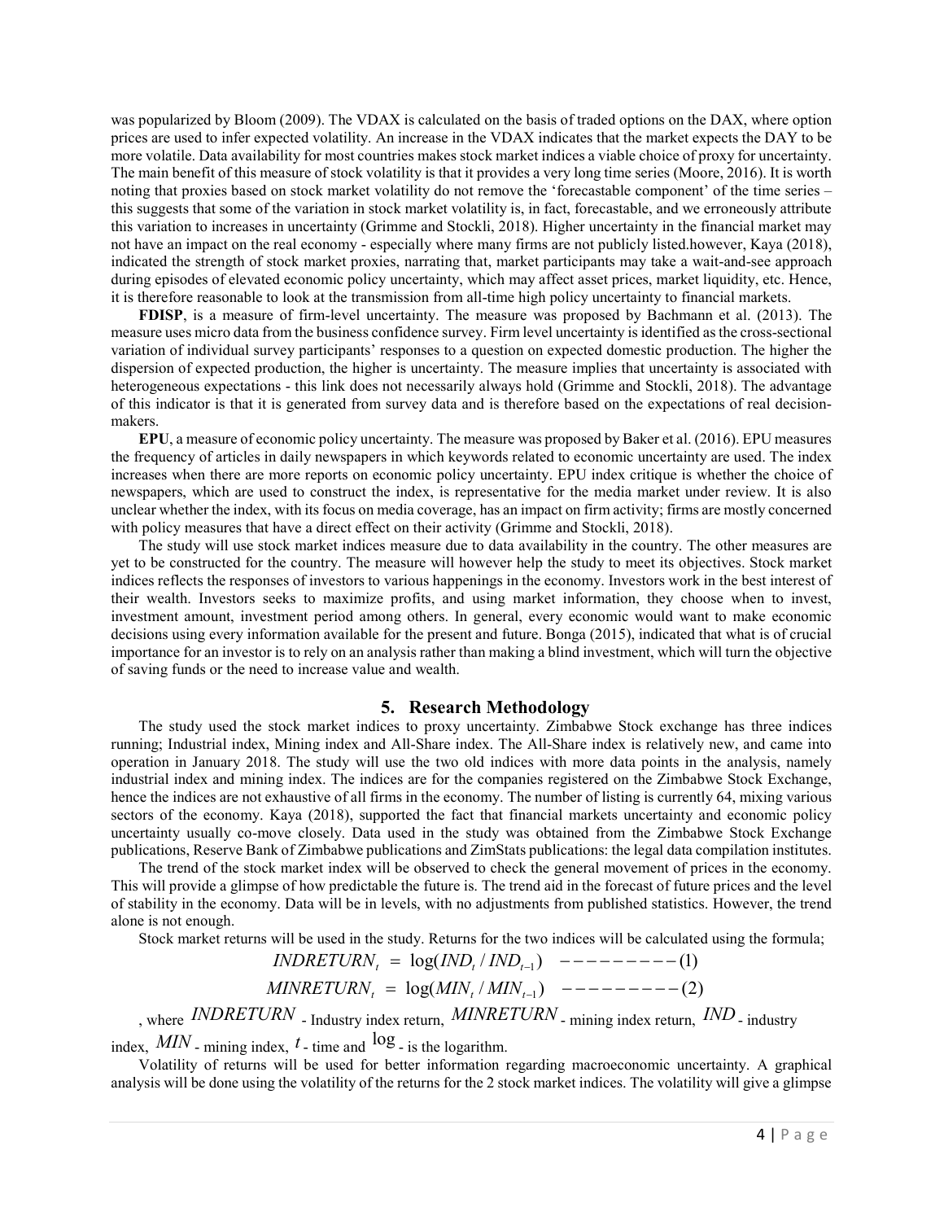was popularized by Bloom (2009). The VDAX is calculated on the basis of traded options on the DAX, where option prices are used to infer expected volatility. An increase in the VDAX indicates that the market expects the DAY to be more volatile. Data availability for most countries makes stock market indices a viable choice of proxy for uncertainty. The main benefit of this measure of stock volatility is that it provides a very long time series (Moore, 2016). It is worth noting that proxies based on stock market volatility do not remove the 'forecastable component' of the time series – this suggests that some of the variation in stock market volatility is, in fact, forecastable, and we erroneously attribute this variation to increases in uncertainty (Grimme and Stockli, 2018). Higher uncertainty in the financial market may not have an impact on the real economy - especially where many firms are not publicly listed.however, Kaya (2018), indicated the strength of stock market proxies, narrating that, market participants may take a wait-and-see approach during episodes of elevated economic policy uncertainty, which may affect asset prices, market liquidity, etc. Hence, it is therefore reasonable to look at the transmission from all-time high policy uncertainty to financial markets.

**FDISP**, is a measure of firm-level uncertainty. The measure was proposed by Bachmann et al. (2013). The measure uses micro data from the business confidence survey. Firm level uncertainty is identified as the cross-sectional variation of individual survey participants' responses to a question on expected domestic production. The higher the dispersion of expected production, the higher is uncertainty. The measure implies that uncertainty is associated with heterogeneous expectations - this link does not necessarily always hold (Grimme and Stockli, 2018). The advantage of this indicator is that it is generated from survey data and is therefore based on the expectations of real decision-makers.

**EPU**, a measure of economic policy uncertainty. The measure was proposed by Baker et al. (2016). EPU measures the frequency of articles in daily newspapers in which keywords related to economic uncertainty are used. The index increases when there are more reports on economic policy uncertainty. EPU index critique is whether the choice of newspapers, which are used to construct the index, is representative for the media market under review. It is also unclear whether the index, with its focus on media coverage, has an impact on firm activity; firms are mostly concerned with policy measures that have a direct effect on their activity (Grimme and Stockli, 2018).

The study will use stock market indices measure due to data availability in the country. The other measures are yet to be constructed for the country. The measure will however help the study to meet its objectives. Stock market indices reflects the responses of investors to various happenings in the economy. Investors work in the best interest of their wealth. Investors seeks to maximize profits, and using market information, they choose when to invest, investment amount, investment period among others. In general, every economic would want to make economic decisions using every information available for the present and future. Bonga (2015), indicated that what is of crucial importance for an investor is to rely on an analysis rather than making a blind investment, which will turn the objective of saving funds or the need to increase value and wealth.

## 5. Research Methodology

The study used the stock market indices to proxy uncertainty. Zimbabwe Stock exchange has three indices running; Industrial index, Mining index and All-Share index. The All-Share index is relatively new, and came into operation in January 2018. The study will use the two old indices with more data points in the analysis, namely industrial index and mining index. The indices are for the companies registered on the Zimbabwe Stock Exchange, hence the indices are not exhaustive of all firms in the economy. The number of listing is currently 64, mixing various sectors of the economy. Kaya (2018), supported the fact that financial markets uncertainty and economic policy uncertainty usually co-move closely. Data used in the study was obtained from the Zimbabwe Stock Exchange publications, Reserve Bank of Zimbabwe publications and ZimStats publications: the legal data compilation institutes.

The trend of the stock market index will be observed to check the general movement of prices in the economy. This will provide a glimpse of how predictable the future is. The trend aid in the forecast of future prices and the level of stability in the economy. Data will be in levels, with no adjustments from published statistics. However, the trend alone is not enough.

Stock market returns will be used in the study. Returns for the two indices will be calculated using the formula;

$$INDRETURN_t = \log(IND_t / IND_{t-1}) \quad ---------(1)$$

$$MINRETURN_t = \log(MIN_t / MIN_{t-1}) \quad ---------(2)$$

, where $INDRETURN$ - Industry index return, $MINRETURN$ - mining index return, $IND$ - industry index, $MIN$ - mining index, $t$ - time and $\log$ - is the logarithm.

Volatility of returns will be used for better information regarding macroeconomic uncertainty. A graphical analysis will be done using the volatility of the returns for the 2 stock market indices. The volatility will give a glimpse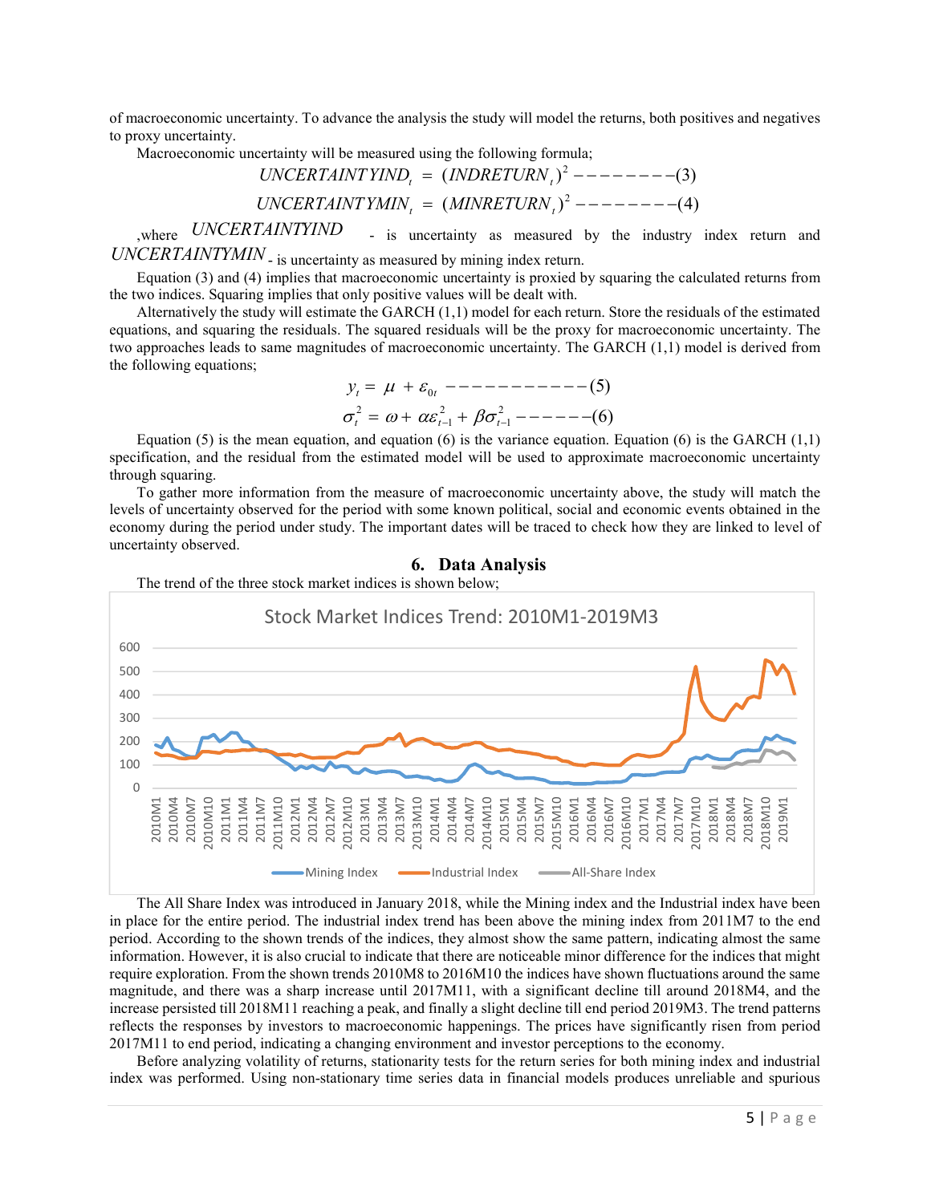of macroeconomic uncertainty. To advance the analysis the study will model the returns, both positives and negatives to proxy uncertainty.

Macroeconomic uncertainty will be measured using the following formula;

$$UNCERTAINTYIND_t = (INDRETURN_t)^2 --------(3)$$

$$UNCERTAINTYMIN_t = (MINRETURN_t)^2 --------(4)$$

,where $UNCERTAINTYIND$ - is uncertainty as measured by the industry index return and $UNCERTAINTYMIN$ - is uncertainty as measured by mining index return.

Equation (3) and (4) implies that macroeconomic uncertainty is proxied by squaring the calculated returns from the two indices. Squaring implies that only positive values will be dealt with.

Alternatively the study will estimate the GARCH (1,1) model for each return. Store the residuals of the estimated equations, and squaring the residuals. The squared residuals will be the proxy for macroeconomic uncertainty. The two approaches leads to same magnitudes of macroeconomic uncertainty. The GARCH (1,1) model is derived from the following equations;

$$y_t = \mu + \varepsilon_{0t} -----------(5)$$

$$\sigma_t^2 = \omega + \alpha\varepsilon_{t-1}^2 + \beta\sigma_{t-1}^2 ------(6)$$

Equation (5) is the mean equation, and equation (6) is the variance equation. Equation (6) is the GARCH (1,1) specification, and the residual from the estimated model will be used to approximate macroeconomic uncertainty through squaring.

To gather more information from the measure of macroeconomic uncertainty above, the study will match the levels of uncertainty observed for the period with some known political, social and economic events obtained in the economy during the period under study. The important dates will be traced to check how they are linked to level of uncertainty observed.

## 6. Data Analysis

The trend of the three stock market indices is shown below;

Stock Market Indices Trend: 2010M1-2019M3

The All Share Index was introduced in January 2018, while the Mining index and the Industrial index have been in place for the entire period. The industrial index trend has been above the mining index from 2011M7 to the end period. According to the shown trends of the indices, they almost show the same pattern, indicating almost the same information. However, it is also crucial to indicate that there are noticeable minor difference for the indices that might require exploration. From the shown trends 2010M8 to 2016M10 the indices have shown fluctuations around the same magnitude, and there was a sharp increase until 2017M11, with a significant decline till around 2018M4, and the increase persisted till 2018M11 reaching a peak, and finally a slight decline till end period 2019M3. The trend patterns reflects the responses by investors to macroeconomic happenings. The prices have significantly risen from period 2017M11 to end period, indicating a changing environment and investor perceptions to the economy.

Before analyzing volatility of returns, stationarity tests for the return series for both mining index and industrial index was performed. Using non-stationary time series data in financial models produces unreliable and spurious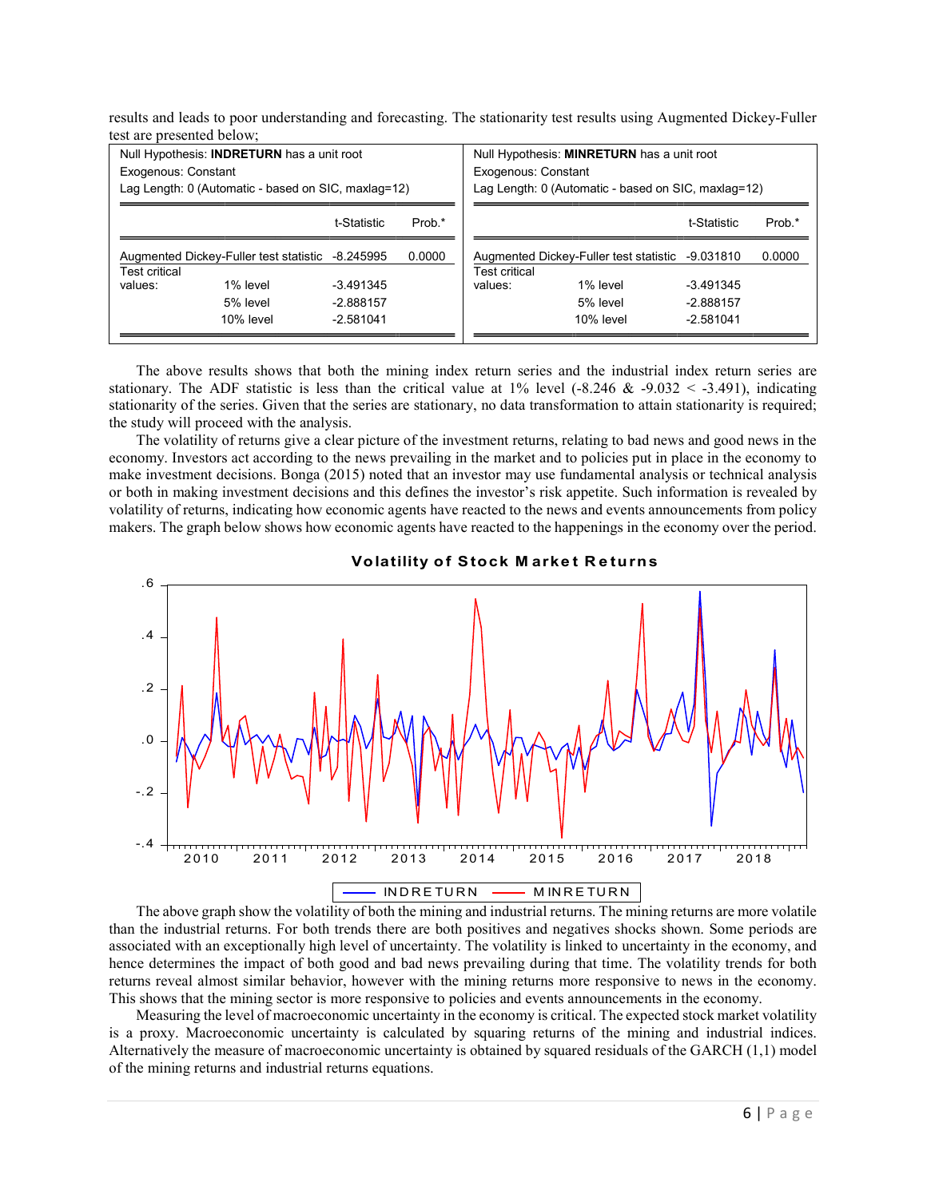results and leads to poor understanding and forecasting. The stationarity test results using Augmented Dickey-Fuller test are presented below;

| Null Hypothesis: **INDRETURN** has a unit root | | | |
|---|---|---|---|
| Exogenous: Constant | | | |
| Lag Length: 0 (Automatic - based on SIC, maxlag=12) | | | |
| | | t-Statistic | Prob.* |
| Augmented Dickey-Fuller test statistic | | -8.245995 | 0.0000 |
| Test critical values: | 1% level | -3.491345 | |
| | 5% level | -2.888157 | |
| | 10% level | -2.581041 | |

| Null Hypothesis: **MINRETURN** has a unit root | | | |
|---|---|---|---|
| Exogenous: Constant | | | |
| Lag Length: 0 (Automatic - based on SIC, maxlag=12) | | | |
| | | t-Statistic | Prob.* |
| Augmented Dickey-Fuller test statistic | | -9.031810 | 0.0000 |
| Test critical values: | 1% level | -3.491345 | |
| | 5% level | -2.888157 | |
| | 10% level | -2.581041 | |

The above results shows that both the mining index return series and the industrial index return series are stationary. The ADF statistic is less than the critical value at 1% level (-8.246 & -9.032 < -3.491), indicating stationarity of the series. Given that the series are stationary, no data transformation to attain stationarity is required; the study will proceed with the analysis.

The volatility of returns give a clear picture of the investment returns, relating to bad news and good news in the economy. Investors act according to the news prevailing in the market and to policies put in place in the economy to make investment decisions. Bonga (2015) noted that an investor may use fundamental analysis or technical analysis or both in making investment decisions and this defines the investor's risk appetite. Such information is revealed by volatility of returns, indicating how economic agents have reacted to the news and events announcements from policy makers. The graph below shows how economic agents have reacted to the happenings in the economy over the period.

**Volatility of Stock Market Returns**

INDRETURN — MINRETURN

The above graph show the volatility of both the mining and industrial returns. The mining returns are more volatile than the industrial returns. For both trends there are both positives and negatives shocks shown. Some periods are associated with an exceptionally high level of uncertainty. The volatility is linked to uncertainty in the economy, and hence determines the impact of both good and bad news prevailing during that time. The volatility trends for both returns reveal almost similar behavior, however with the mining returns more responsive to news in the economy. This shows that the mining sector is more responsive to policies and events announcements in the economy.

Measuring the level of macroeconomic uncertainty in the economy is critical. The expected stock market volatility is a proxy. Macroeconomic uncertainty is calculated by squaring returns of the mining and industrial indices. Alternatively the measure of macroeconomic uncertainty is obtained by squared residuals of the GARCH (1,1) model of the mining returns and industrial returns equations.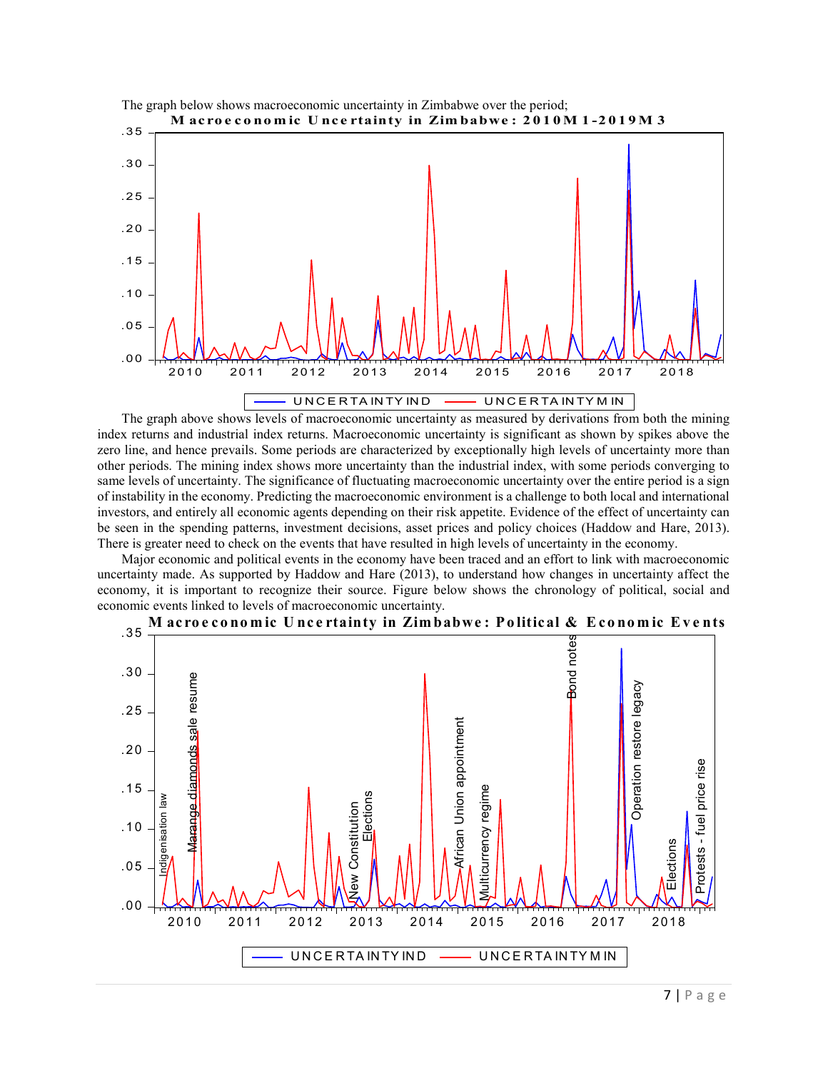The graph below shows macroeconomic uncertainty in Zimbabwe over the period;

**Macroeconomic Uncertainty in Zimbabwe: 2010M1-2019M3**

The graph above shows levels of macroeconomic uncertainty as measured by derivations from both the mining index returns and industrial index returns. Macroeconomic uncertainty is significant as shown by spikes above the zero line, and hence prevails. Some periods are characterized by exceptionally high levels of uncertainty more than other periods. The mining index shows more uncertainty than the industrial index, with some periods converging to same levels of uncertainty. The significance of fluctuating macroeconomic uncertainty over the entire period is a sign of instability in the economy. Predicting the macroeconomic environment is a challenge to both local and international investors, and entirely all economic agents depending on their risk appetite. Evidence of the effect of uncertainty can be seen in the spending patterns, investment decisions, asset prices and policy choices (Haddow and Hare, 2013). There is greater need to check on the events that have resulted in high levels of uncertainty in the economy.

Major economic and political events in the economy have been traced and an effort to link with macroeconomic uncertainty made. As supported by Haddow and Hare (2013), to understand how changes in uncertainty affect the economy, it is important to recognize their source. Figure below shows the chronology of political, social and economic events linked to levels of macroeconomic uncertainty.

**Macroeconomic Uncertainty in Zimbabwe: Political & Economic Events**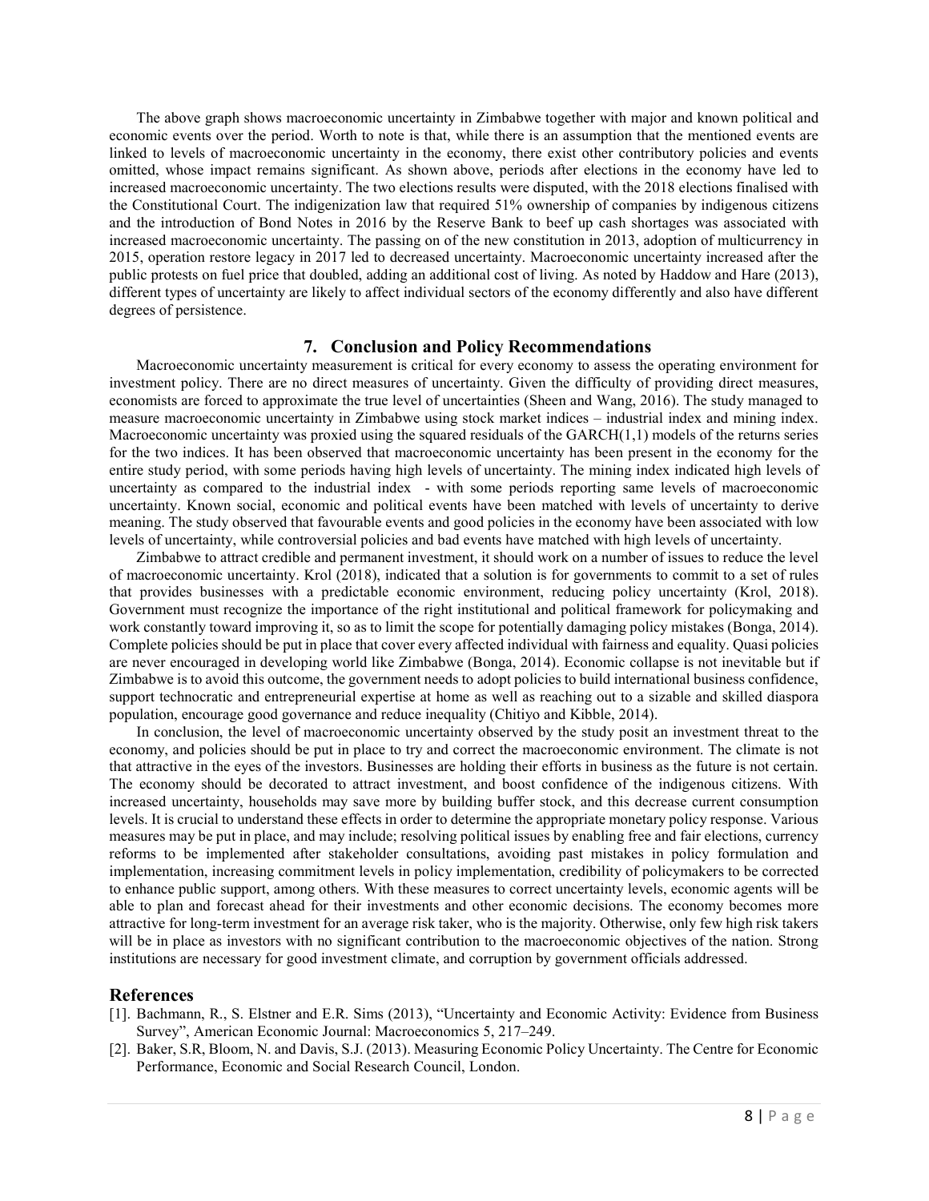The above graph shows macroeconomic uncertainty in Zimbabwe together with major and known political and economic events over the period. Worth to note is that, while there is an assumption that the mentioned events are linked to levels of macroeconomic uncertainty in the economy, there exist other contributory policies and events omitted, whose impact remains significant. As shown above, periods after elections in the economy have led to increased macroeconomic uncertainty. The two elections results were disputed, with the 2018 elections finalised with the Constitutional Court. The indigenization law that required 51% ownership of companies by indigenous citizens and the introduction of Bond Notes in 2016 by the Reserve Bank to beef up cash shortages was associated with increased macroeconomic uncertainty. The passing on of the new constitution in 2013, adoption of multicurrency in 2015, operation restore legacy in 2017 led to decreased uncertainty. Macroeconomic uncertainty increased after the public protests on fuel price that doubled, adding an additional cost of living. As noted by Haddow and Hare (2013), different types of uncertainty are likely to affect individual sectors of the economy differently and also have different degrees of persistence.

## 7. Conclusion and Policy Recommendations

Macroeconomic uncertainty measurement is critical for every economy to assess the operating environment for investment policy. There are no direct measures of uncertainty. Given the difficulty of providing direct measures, economists are forced to approximate the true level of uncertainties (Sheen and Wang, 2016). The study managed to measure macroeconomic uncertainty in Zimbabwe using stock market indices – industrial index and mining index. Macroeconomic uncertainty was proxied using the squared residuals of the GARCH(1,1) models of the returns series for the two indices. It has been observed that macroeconomic uncertainty has been present in the economy for the entire study period, with some periods having high levels of uncertainty. The mining index indicated high levels of uncertainty as compared to the industrial index - with some periods reporting same levels of macroeconomic uncertainty. Known social, economic and political events have been matched with levels of uncertainty to derive meaning. The study observed that favourable events and good policies in the economy have been associated with low levels of uncertainty, while controversial policies and bad events have matched with high levels of uncertainty.

Zimbabwe to attract credible and permanent investment, it should work on a number of issues to reduce the level of macroeconomic uncertainty. Krol (2018), indicated that a solution is for governments to commit to a set of rules that provides businesses with a predictable economic environment, reducing policy uncertainty (Krol, 2018). Government must recognize the importance of the right institutional and political framework for policymaking and work constantly toward improving it, so as to limit the scope for potentially damaging policy mistakes (Bonga, 2014). Complete policies should be put in place that cover every affected individual with fairness and equality. Quasi policies are never encouraged in developing world like Zimbabwe (Bonga, 2014). Economic collapse is not inevitable but if Zimbabwe is to avoid this outcome, the government needs to adopt policies to build international business confidence, support technocratic and entrepreneurial expertise at home as well as reaching out to a sizable and skilled diaspora population, encourage good governance and reduce inequality (Chitiyo and Kibble, 2014).

In conclusion, the level of macroeconomic uncertainty observed by the study posit an investment threat to the economy, and policies should be put in place to try and correct the macroeconomic environment. The climate is not that attractive in the eyes of the investors. Businesses are holding their efforts in business as the future is not certain. The economy should be decorated to attract investment, and boost confidence of the indigenous citizens. With increased uncertainty, households may save more by building buffer stock, and this decrease current consumption levels. It is crucial to understand these effects in order to determine the appropriate monetary policy response. Various measures may be put in place, and may include; resolving political issues by enabling free and fair elections, currency reforms to be implemented after stakeholder consultations, avoiding past mistakes in policy formulation and implementation, increasing commitment levels in policy implementation, credibility of policymakers to be corrected to enhance public support, among others. With these measures to correct uncertainty levels, economic agents will be able to plan and forecast ahead for their investments and other economic decisions. The economy becomes more attractive for long-term investment for an average risk taker, who is the majority. Otherwise, only few high risk takers will be in place as investors with no significant contribution to the macroeconomic objectives of the nation. Strong institutions are necessary for good investment climate, and corruption by government officials addressed.

## References

[1]. Bachmann, R., S. Elstner and E.R. Sims (2013), "Uncertainty and Economic Activity: Evidence from Business Survey", American Economic Journal: Macroeconomics 5, 217–249.

[2]. Baker, S.R, Bloom, N. and Davis, S.J. (2013). Measuring Economic Policy Uncertainty. The Centre for Economic Performance, Economic and Social Research Council, London.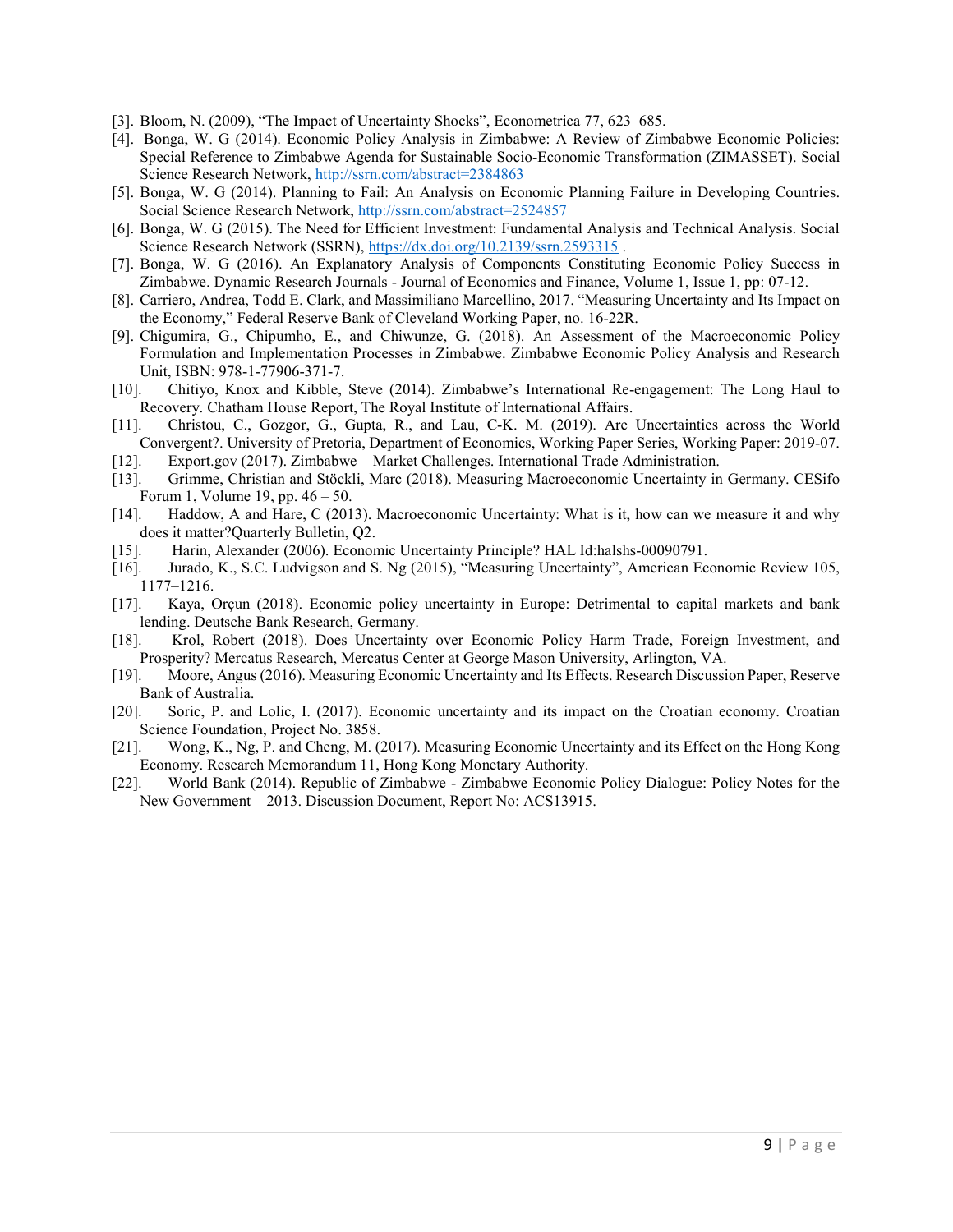[3]. Bloom, N. (2009), "The Impact of Uncertainty Shocks", Econometrica 77, 623–685.

[4]. Bonga, W. G (2014). Economic Policy Analysis in Zimbabwe: A Review of Zimbabwe Economic Policies: Special Reference to Zimbabwe Agenda for Sustainable Socio-Economic Transformation (ZIMASSET). Social Science Research Network, http://ssrn.com/abstract=2384863

[5]. Bonga, W. G (2014). Planning to Fail: An Analysis on Economic Planning Failure in Developing Countries. Social Science Research Network, http://ssrn.com/abstract=2524857

[6]. Bonga, W. G (2015). The Need for Efficient Investment: Fundamental Analysis and Technical Analysis. Social Science Research Network (SSRN), https://dx.doi.org/10.2139/ssrn.2593315 .

[7]. Bonga, W. G (2016). An Explanatory Analysis of Components Constituting Economic Policy Success in Zimbabwe. Dynamic Research Journals - Journal of Economics and Finance, Volume 1, Issue 1, pp: 07-12.

[8]. Carriero, Andrea, Todd E. Clark, and Massimiliano Marcellino, 2017. "Measuring Uncertainty and Its Impact on the Economy," Federal Reserve Bank of Cleveland Working Paper, no. 16-22R.

[9]. Chigumira, G., Chipumho, E., and Chiwunze, G. (2018). An Assessment of the Macroeconomic Policy Formulation and Implementation Processes in Zimbabwe. Zimbabwe Economic Policy Analysis and Research Unit, ISBN: 978-1-77906-371-7.

[10]. Chitiyo, Knox and Kibble, Steve (2014). Zimbabwe's International Re-engagement: The Long Haul to Recovery. Chatham House Report, The Royal Institute of International Affairs.

[11]. Christou, C., Gozgor, G., Gupta, R., and Lau, C-K. M. (2019). Are Uncertainties across the World Convergent?. University of Pretoria, Department of Economics, Working Paper Series, Working Paper: 2019-07.

[12]. Export.gov (2017). Zimbabwe – Market Challenges. International Trade Administration.

[13]. Grimme, Christian and Stöckli, Marc (2018). Measuring Macroeconomic Uncertainty in Germany. CESifo Forum 1, Volume 19, pp. 46 – 50.

[14]. Haddow, A and Hare, C (2013). Macroeconomic Uncertainty: What is it, how can we measure it and why does it matter?Quarterly Bulletin, Q2.

[15]. Harin, Alexander (2006). Economic Uncertainty Principle? HAL Id:halshs-00090791.

[16]. Jurado, K., S.C. Ludvigson and S. Ng (2015), "Measuring Uncertainty", American Economic Review 105, 1177–1216.

[17]. Kaya, Orçun (2018). Economic policy uncertainty in Europe: Detrimental to capital markets and bank lending. Deutsche Bank Research, Germany.

[18]. Krol, Robert (2018). Does Uncertainty over Economic Policy Harm Trade, Foreign Investment, and Prosperity? Mercatus Research, Mercatus Center at George Mason University, Arlington, VA.

[19]. Moore, Angus (2016). Measuring Economic Uncertainty and Its Effects. Research Discussion Paper, Reserve Bank of Australia.

[20]. Soric, P. and Lolic, I. (2017). Economic uncertainty and its impact on the Croatian economy. Croatian Science Foundation, Project No. 3858.

[21]. Wong, K., Ng, P. and Cheng, M. (2017). Measuring Economic Uncertainty and its Effect on the Hong Kong Economy. Research Memorandum 11, Hong Kong Monetary Authority.

[22]. World Bank (2014). Republic of Zimbabwe - Zimbabwe Economic Policy Dialogue: Policy Notes for the New Government – 2013. Discussion Document, Report No: ACS13915.